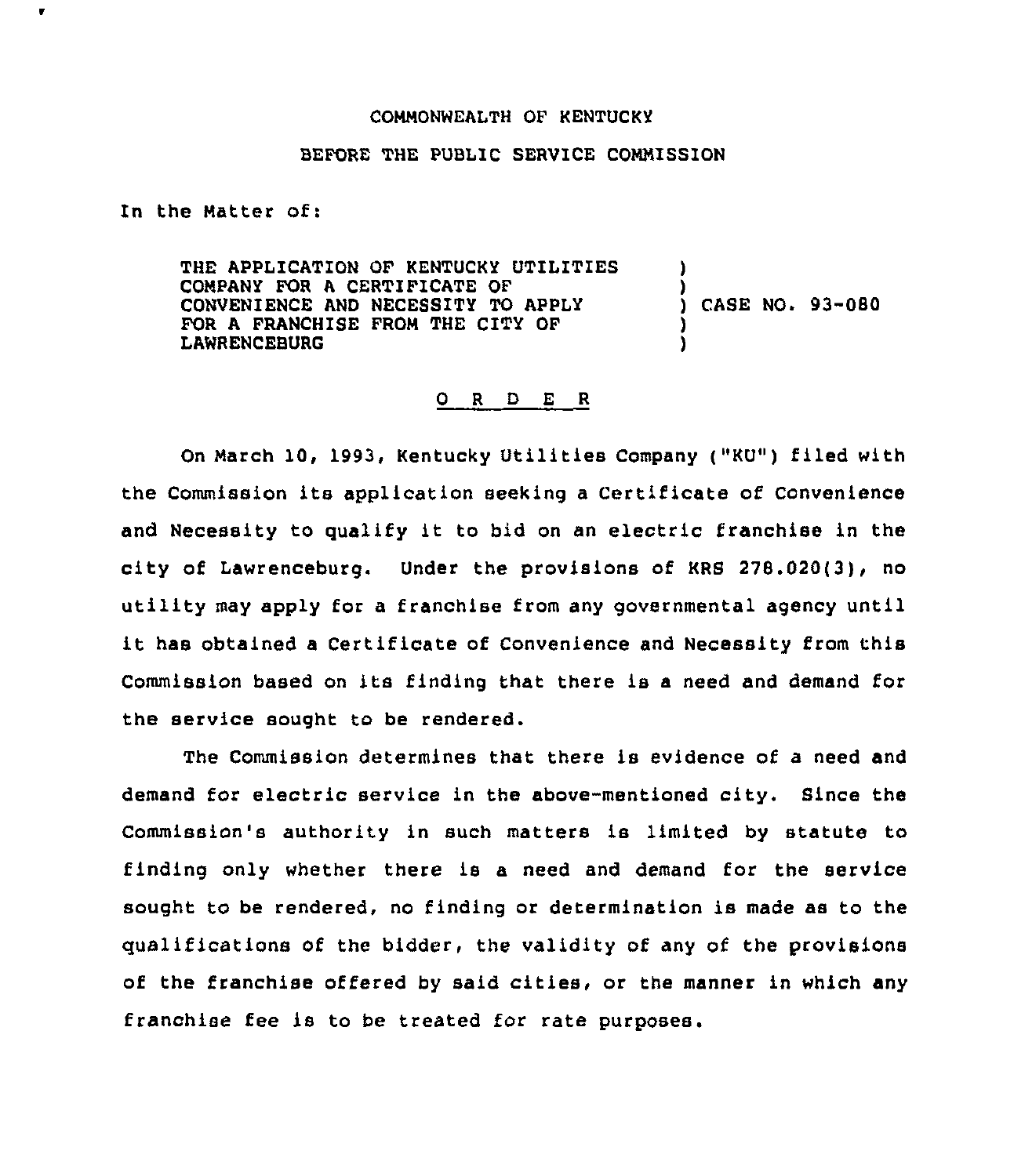COMMONWEALTH OF KENTUCKY

BEFORE THE PUBLIC SERVICE COMMISSION

In the Matter of:

THE APPLICATION OF KENTUCKY UTILITIES COMPANY FOR A CERTIFICATE OF CONVENIENCE AND NECESSITY TO APPLY FOR A FRANCHISE FROM THE CITY OF LAWRENCEBURG ) CASE NO. 93-080

O R D E R

On March 10, 1993, Kentucky Utilities Company ("KU") filed with the Commission its application seeking a Certificate of Convenience and Necessity to qualify it to bid on an electric franchise in the city of Lawrenceburg. Under the provisions of KRS 278.020(3), no utility may apply for a franchise from any governmental agency until it has obtained a Certificate of Convenience and Necessity from this Commission based on its finding that there is a need and demand for the service sought to be rendered.

The Commission determines that there is evidence of a need and demand for electric service in the above-mentioned city. Since the Commission's authority in such matters is limited by statute to finding only whether there is a need and demand for the service sought to be rendered, no finding or determination is made as to the qualifications of the bidder, the validity of any of the provisions of the franchise offered by said cities, or the manner in which any franchise fee is to be treated for rate purposes.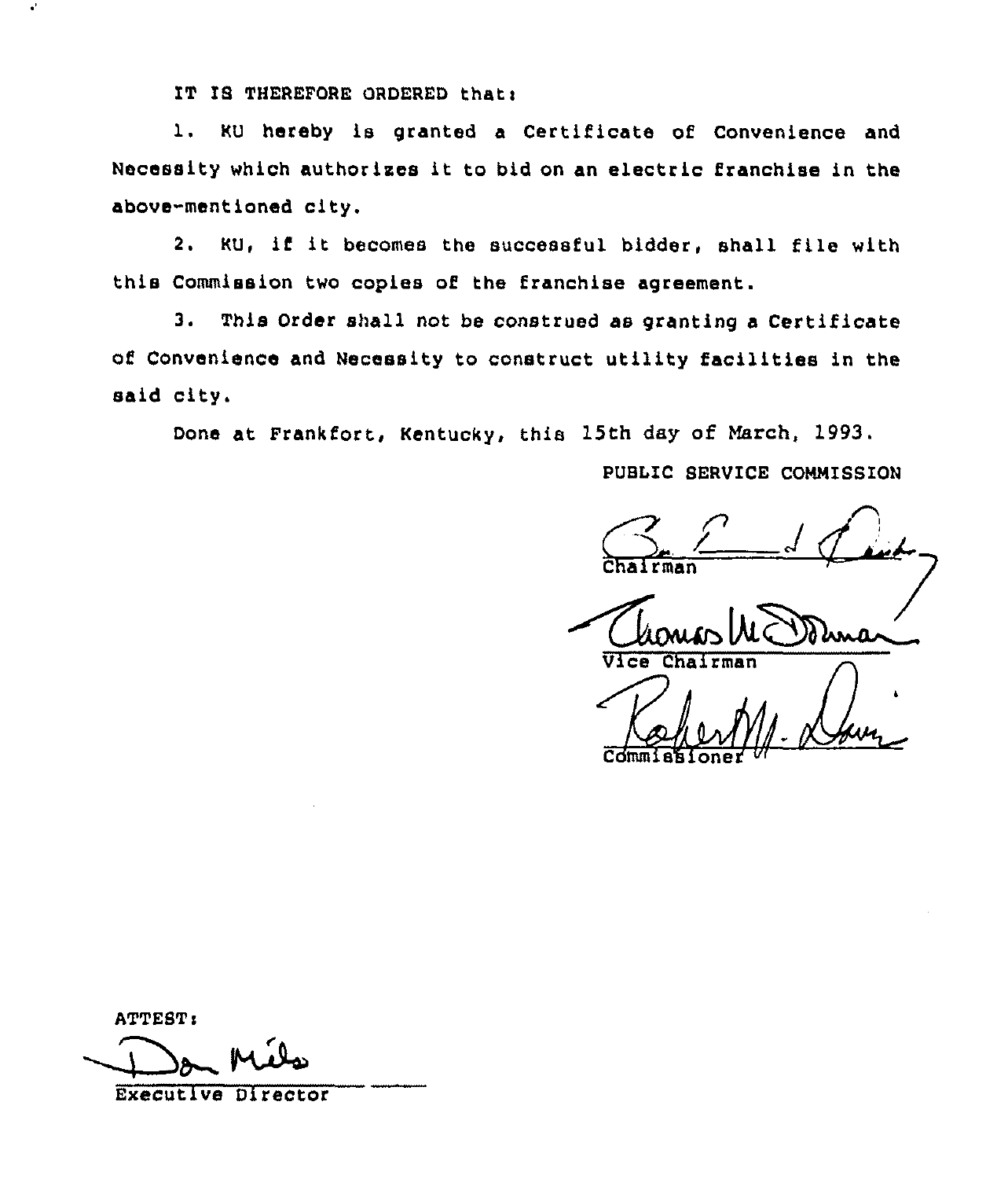IT IS THEREFORE ORDERED that:

1. KU hereby is granted a Certificate of Convenience and Necessity which authorizes it to bid on an electric franchise in the above-mentioned city.

2. KU, if it becomes the successful bidder, shall file with this Commission two copies of the franchise agreement.

3. This Order shall not be construed as granting a Certificate of Convenience and Necessity to construct utility facilities in the said city.

Done at Frankfort, Kentucky, this 15th day of March, 1993.

PUBLIC SERVICE COMMISSION

Chairman

Vice Chairman

Commissioner

ATTEST:

Executive Director